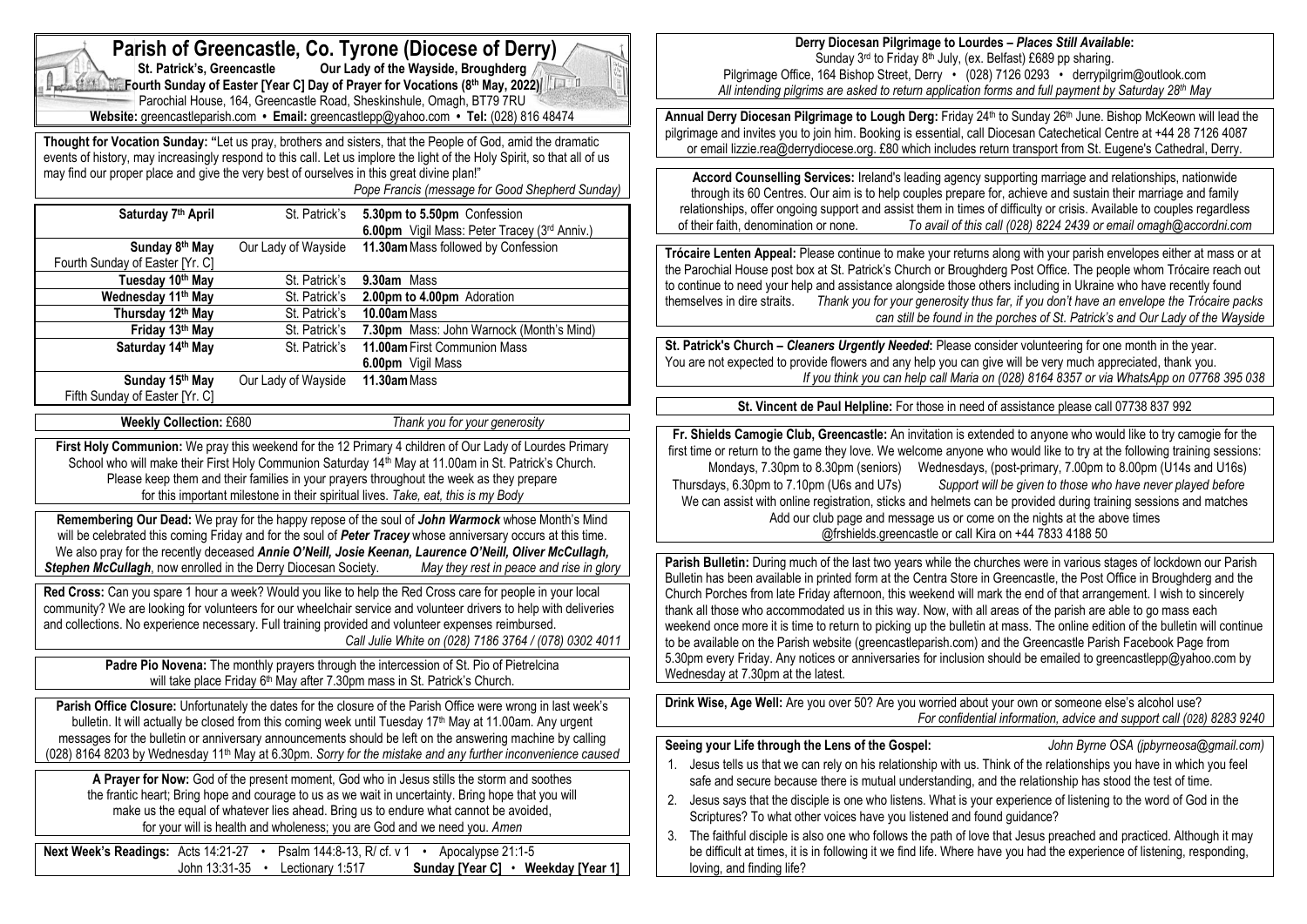# Parish of Greencastle, Co. Tyrone (Diocese of Derry)

**St. Patrick's, Greencastle** **Our Lady of the Wayside, Broughderg**

**Fourth Sunday of Easter [Year C] Day of Prayer for Vocations (8th May, 2022)**

Parochial House, 164, Greencastle Road, Sheskinshule, Omagh, BT79 7RU

**Website:** greencastleparish.com • **Email:** greencastlepp@yahoo.com • **Tel:** (028) 816 48474

**Thought for Vocation Sunday:** "Let us pray, brothers and sisters, that the People of God, amid the dramatic events of history, may increasingly respond to this call. Let us implore the light of the Holy Spirit, so that all of us may find our proper place and give the very best of ourselves in this great divine plan!"

*Pope Francis (message for Good Shepherd Sunday)*

| | | |
|---|---|---|
| **Saturday 7th April** | St. Patrick's | **5.30pm to 5.50pm** Confession<br>**6.00pm** Vigil Mass: Peter Tracey (3rd Anniv.) |
| **Sunday 8th May**<br>Fourth Sunday of Easter [Yr. C] | Our Lady of Wayside | **11.30am** Mass followed by Confession |
| **Tuesday 10th May** | St. Patrick's | **9.30am** Mass |
| **Wednesday 11th May** | St. Patrick's | **2.00pm to 4.00pm** Adoration |
| **Thursday 12th May** | St. Patrick's | **10.00am** Mass |
| **Friday 13th May** | St. Patrick's | **7.30pm** Mass: John Warnock (Month's Mind) |
| **Saturday 14th May** | St. Patrick's | **11.00am** First Communion Mass<br>**6.00pm** Vigil Mass |
| **Sunday 15th May**<br>Fifth Sunday of Easter [Yr. C] | Our Lady of Wayside | **11.30am** Mass |

**Weekly Collection:** £680 *Thank you for your generosity*

**First Holy Communion:** We pray this weekend for the 12 Primary 4 children of Our Lady of Lourdes Primary School who will make their First Holy Communion Saturday 14th May at 11.00am in St. Patrick's Church. Please keep them and their families in your prayers throughout the week as they prepare for this important milestone in their spiritual lives. *Take, eat, this is my Body*

**Remembering Our Dead:** We pray for the happy repose of the soul of ***John Warmock*** whose Month's Mind will be celebrated this coming Friday and for the soul of ***Peter Tracey*** whose anniversary occurs at this time. We also pray for the recently deceased ***Annie O'Neill, Josie Keenan, Laurence O'Neill, Oliver McCullagh, Stephen McCullagh***, now enrolled in the Derry Diocesan Society. *May they rest in peace and rise in glory*

**Red Cross:** Can you spare 1 hour a week? Would you like to help the Red Cross care for people in your local community? We are looking for volunteers for our wheelchair service and volunteer drivers to help with deliveries and collections. No experience necessary. Full training provided and volunteer expenses reimbursed. *Call Julie White on (028) 7186 3764 / (078) 0302 4011*

**Padre Pio Novena:** The monthly prayers through the intercession of St. Pio of Pietrelcina will take place Friday 6th May after 7.30pm mass in St. Patrick's Church.

**Parish Office Closure:** Unfortunately the dates for the closure of the Parish Office were wrong in last week's bulletin. It will actually be closed from this coming week until Tuesday 17th May at 11.00am. Any urgent messages for the bulletin or anniversary announcements should be left on the answering machine by calling (028) 8164 8203 by Wednesday 11th May at 6.30pm. *Sorry for the mistake and any further inconvenience caused*

**A Prayer for Now:** God of the present moment, God who in Jesus stills the storm and soothes the frantic heart; Bring hope and courage to us as we wait in uncertainty. Bring hope that you will make us the equal of whatever lies ahead. Bring us to endure what cannot be avoided, for your will is health and wholeness; you are God and we need you. *Amen*

**Next Week's Readings:** Acts 14:21-27 • Psalm 144:8-13, R/ cf. v 1 • Apocalypse 21:1-5
John 13:31-35 • Lectionary 1:517 **Sunday [Year C]** • **Weekday [Year 1]**

**Derry Diocesan Pilgrimage to Lourdes – *Places Still Available*:**
Sunday 3rd to Friday 8th July, (ex. Belfast) £689 pp sharing.
Pilgrimage Office, 164 Bishop Street, Derry • (028) 7126 0293 • derrypilgrim@outlook.com
*All intending pilgrims are asked to return application forms and full payment by Saturday 28th May*

**Annual Derry Diocesan Pilgrimage to Lough Derg:** Friday 24th to Sunday 26th June. Bishop McKeown will lead the pilgrimage and invites you to join him. Booking is essential, call Diocesan Catechetical Centre at +44 28 7126 4087 or email lizzie.rea@derrydiocese.org. £80 which includes return transport from St. Eugene's Cathedral, Derry.

**Accord Counselling Services:** Ireland's leading agency supporting marriage and relationships, nationwide through its 60 Centres. Our aim is to help couples prepare for, achieve and sustain their marriage and family relationships, offer ongoing support and assist them in times of difficulty or crisis. Available to couples regardless of their faith, denomination or none. *To avail of this call (028) 8224 2439 or email omagh@accordni.com*

**Trócaire Lenten Appeal:** Please continue to make your returns along with your parish envelopes either at mass or at the Parochial House post box at St. Patrick's Church or Broughderg Post Office. The people whom Trócaire reach out to continue to need your help and assistance alongside those others including in Ukraine who have recently found themselves in dire straits. *Thank you for your generosity thus far, if you don't have an envelope the Trócaire packs can still be found in the porches of St. Patrick's and Our Lady of the Wayside*

**St. Patrick's Church – *Cleaners Urgently Needed*:** Please consider volunteering for one month in the year. You are not expected to provide flowers and any help you can give will be very much appreciated, thank you. *If you think you can help call Maria on (028) 8164 8357 or via WhatsApp on 07768 395 038*

**St. Vincent de Paul Helpline:** For those in need of assistance please call 07738 837 992

**Fr. Shields Camogie Club, Greencastle:** An invitation is extended to anyone who would like to try camogie for the first time or return to the game they love. We welcome anyone who would like to try at the following training sessions: Mondays, 7.30pm to 8.30pm (seniors) Wednesdays, (post-primary, 7.00pm to 8.00pm (U14s and U16s) Thursdays, 6.30pm to 7.10pm (U6s and U7s) *Support will be given to those who have never played before* We can assist with online registration, sticks and helmets can be provided during training sessions and matches. Add our club page and message us or come on the nights at the above times @frshields.greencastle or call Kira on +44 7833 4188 50

**Parish Bulletin:** During much of the last two years while the churches were in various stages of lockdown our Parish Bulletin has been available in printed form at the Centra Store in Greencastle, the Post Office in Broughderg and the Church Porches from late Friday afternoon, this weekend will mark the end of that arrangement. I wish to sincerely thank all those who accommodated us in this way. Now, with all areas of the parish are able to go mass each weekend once more it is time to return to picking up the bulletin at mass. The online edition of the bulletin will continue to be available on the Parish website (greencastleparish.com) and the Greencastle Parish Facebook Page from 5.30pm every Friday. Any notices or anniversaries for inclusion should be emailed to greencastlepp@yahoo.com by Wednesday at 7.30pm at the latest.

**Drink Wise, Age Well:** Are you over 50? Are you worried about your own or someone else's alcohol use? *For confidential information, advice and support call (028) 8283 9240*

**Seeing your Life through the Lens of the Gospel:** *John Byrne OSA (jpbyrneosa@gmail.com)*

1. Jesus tells us that we can rely on his relationship with us. Think of the relationships you have in which you feel safe and secure because there is mutual understanding, and the relationship has stood the test of time.
2. Jesus says that the disciple is one who listens. What is your experience of listening to the word of God in the Scriptures? To what other voices have you listened and found guidance?
3. The faithful disciple is also one who follows the path of love that Jesus preached and practiced. Although it may be difficult at times, it is in following it we find life. Where have you had the experience of listening, responding, loving, and finding life?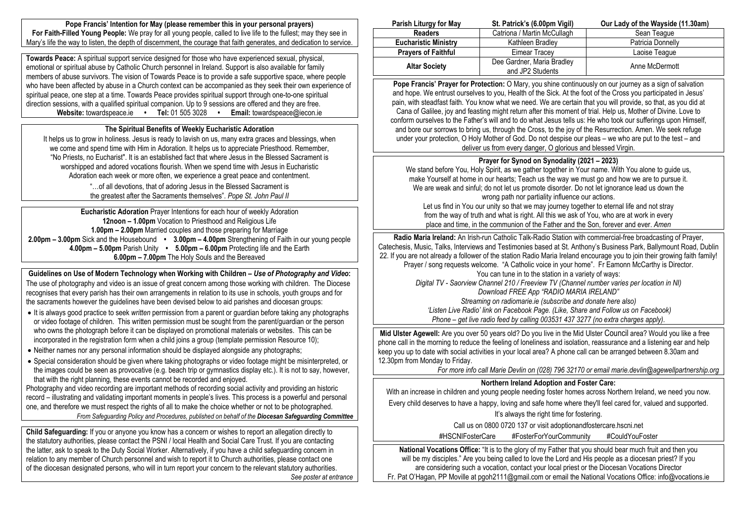**Pope Francis' Intention for May (please remember this in your personal prayers)**

**For Faith-Filled Young People:** We pray for all young people, called to live life to the fullest; may they see in Mary's life the way to listen, the depth of discernment, the courage that faith generates, and dedication to service.

**Towards Peace:** A spiritual support service designed for those who have experienced sexual, physical, emotional or spiritual abuse by Catholic Church personnel in Ireland. Support is also available for family members of abuse survivors. The vision of Towards Peace is to provide a safe supportive space, where people who have been affected by abuse in a Church context can be accompanied as they seek their own experience of spiritual peace, one step at a time. Towards Peace provides spiritual support through one-to-one spiritual direction sessions, with a qualified spiritual companion. Up to 9 sessions are offered and they are free.

**Website:** towardspeace.ie • **Tel:** 01 505 3028 • **Email:** towardspeace@iecon.ie

## The Spiritual Benefits of Weekly Eucharistic Adoration

It helps us to grow in holiness. Jesus is ready to lavish on us, many extra graces and blessings, when we come and spend time with Him in Adoration. It helps us to appreciate Priesthood. Remember, "No Priests, no Eucharist". It is an established fact that where Jesus in the Blessed Sacrament is worshipped and adored vocations flourish. When we spend time with Jesus in Eucharistic Adoration each week or more often, we experience a great peace and contentment.

"…of all devotions, that of adoring Jesus in the Blessed Sacrament is the greatest after the Sacraments themselves". *Pope St. John Paul II*

**Eucharistic Adoration** Prayer Intentions for each hour of weekly Adoration

**12noon – 1.00pm** Vocation to Priesthood and Religious Life
**1.00pm – 2.00pm** Married couples and those preparing for Marriage
**2.00pm – 3.00pm** Sick and the Housebound • **3.00pm – 4.00pm** Strengthening of Faith in our young people
**4.00pm – 5.00pm** Parish Unity • **5.00pm – 6.00pm** Protecting life and the Earth
**6.00pm – 7.00pm** The Holy Souls and the Bereaved

**Guidelines on Use of Modern Technology when Working with Children – *Use of Photography and Video*:**
The use of photography and video is an issue of great concern among those working with children. The Diocese recognises that every parish has their own arrangements in relation to its use in schools, youth groups and for the sacraments however the guidelines have been devised below to aid parishes and diocesan groups:

- It is always good practice to seek *written* permission from a parent or guardian before taking any photographs or video footage of children. This written permission must be sought from the parent/guardian or the person who owns the photograph before it can be displayed on promotional materials or websites. This can be incorporated in the registration form when a child joins a group (template permission Resource 10);
- Neither names nor any personal information should be displayed alongside any photographs;
- Special consideration should be given where taking photographs or video footage might be misinterpreted, or the images could be seen as provocative (e.g. beach trip or gymnastics display etc.). It is not to say, however, that with the right planning, these events cannot be recorded and enjoyed.

Photography and video recording are important methods of recording social activity and providing an historic record – illustrating and validating important moments in people's lives. This process is a powerful and personal one, and therefore we must respect the rights of all to make the choice whether or not to be photographed.

*From Safeguarding Policy and Procedures, published on behalf of the **Diocesan Safeguarding Committee***

**Child Safeguarding:** If you or anyone you know has a concern or wishes to report an allegation directly to the statutory authorities, please contact the PSNI / local Health and Social Care Trust. If you are contacting the latter, ask to speak to the Duty Social Worker. Alternatively, if you have a child safeguarding concern in relation to any member of Church personnel and wish to report it to Church authorities, please contact one of the diocesan designated persons, who will in turn report your concern to the relevant statutory authorities.
*See poster at entrance*

| Parish Liturgy for May | St. Patrick's (6.00pm Vigil) | Our Lady of the Wayside (11.30am) |
|---|---|---|
| **Readers** | Catriona / Martin McCullagh | Sean Teague |
| **Eucharistic Ministry** | Kathleen Bradley | Patricia Donnelly |
| **Prayers of Faithful** | Eimear Tracey | Laoise Teague |
| **Altar Society** | Dee Gardner, Maria Bradley and JP2 Students | Anne McDermott |

**Pope Francis' Prayer for Protection:** O Mary, you shine continuously on our journey as a sign of salvation and hope. We entrust ourselves to you, Health of the Sick. At the foot of the Cross you participated in Jesus' pain, with steadfast faith. You know what we need. We are certain that you will provide, so that, as you did at Cana of Galilee, joy and feasting might return after this moment of trial. Help us, Mother of Divine. Love to conform ourselves to the Father's will and to do what Jesus tells us: He who took our sufferings upon Himself, and bore our sorrows to bring us, through the Cross, to the joy of the Resurrection. Amen. We seek refuge under your protection, O Holy Mother of God. Do not despise our pleas – we who are put to the test – and deliver us from every danger, O glorious and blessed Virgin.

## Prayer for Synod on Synodality (2021 – 2023)

We stand before You, Holy Spirit, as we gather together in Your name. With You alone to guide us, make Yourself at home in our hearts; Teach us the way we must go and how we are to pursue it. We are weak and sinful; do not let us promote disorder. Do not let ignorance lead us down the wrong path nor partiality influence our actions.
Let us find in You our unity so that we may journey together to eternal life and not stray from the way of truth and what is right. All this we ask of You, who are at work in every place and time, in the communion of the Father and the Son, forever and ever. *Amen*

**Radio Maria Ireland:** An Irish-run Catholic Talk-Radio Station with commercial-free broadcasting of Prayer, Catechesis, Music, Talks, Interviews and Testimonies based at St. Anthony's Business Park, Ballymount Road, Dublin 22. If you are not already a follower of the station Radio Maria Ireland encourage you to join their growing faith family! Prayer / song requests welcome. "A Catholic voice in your home". Fr Eamonn McCarthy is Director.
You can tune in to the station in a variety of ways:
*Digital TV - Saorview Channel 210 / Freeview TV (Channel number varies per location in NI)*
*Download FREE App "RADIO MARIA IRELAND"*
*Streaming on radiomarie.ie (subscribe and donate here also)*
*'Listen Live Radio' link on Facebook Page. (Like, Share and Follow us on Facebook)*
*Phone – get live radio feed by calling 003531 437 3277 (no extra charges apply).*

**Mid Ulster Agewell:** Are you over 50 years old? Do you live in the Mid Ulster Council area? Would you like a free phone call in the morning to reduce the feeling of loneliness and isolation, reassurance and a listening ear and help keep you up to date with social activities in your local area? A phone call can be arranged between 8.30am and 12.30pm from Monday to Friday.
*For more info call Marie Devlin on (028) 796 32170 or email marie.devlin@agewellpartnership.org*

## Northern Ireland Adoption and Foster Care:

With an increase in children and young people needing foster homes across Northern Ireland, we need you now.

Every child deserves to have a happy, loving and safe home where they'll feel cared for, valued and supported.

It's always the right time for fostering.

Call us on 0800 0720 137 or visit adoptionandfostercare.hscni.net

#HSCNIFosterCare #FosterForYourCommunity #CouldYouFoster

**National Vocations Office:** "It is to the glory of my Father that you should bear much fruit and then you will be my disciples." Are you being called to love the Lord and His people as a diocesan priest? If you are considering such a vocation, contact your local priest or the Diocesan Vocations Director Fr. Pat O'Hagan, PP Moville at pgoh2111@gmail.com or email the National Vocations Office: info@vocations.ie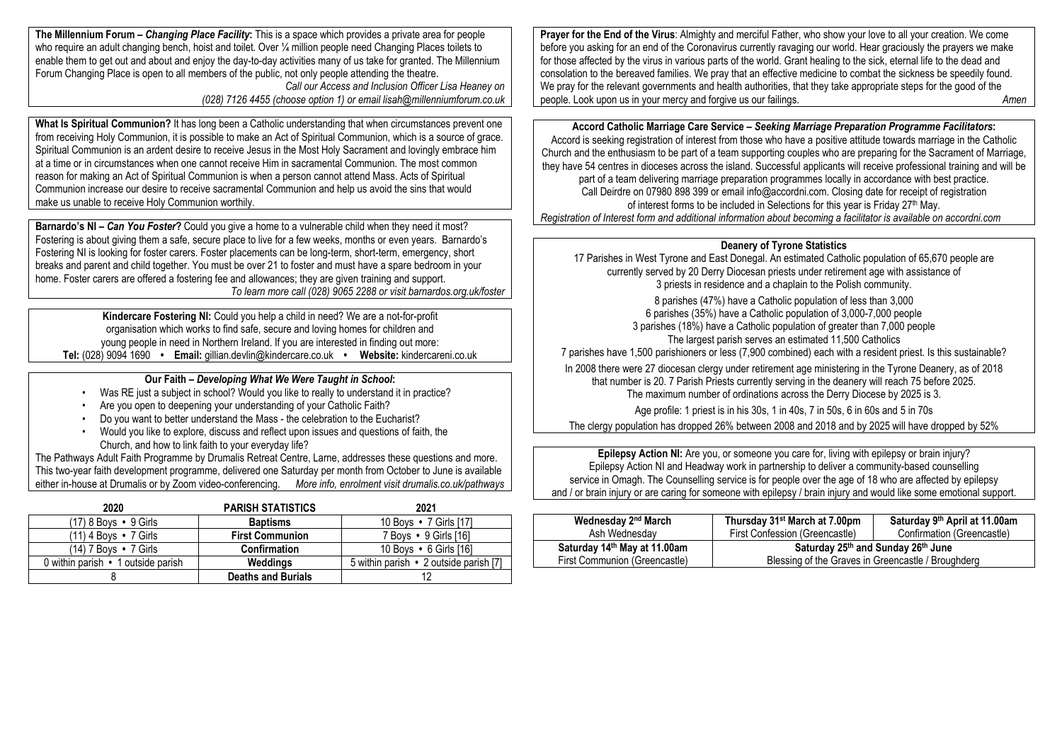**The Millennium Forum – *Changing Place Facility*:** This is a space which provides a private area for people who require an adult changing bench, hoist and toilet. Over ¼ million people need Changing Places toilets to enable them to get out and about and enjoy the day-to-day activities many of us take for granted. The Millennium Forum Changing Place is open to all members of the public, not only people attending the theatre.

*Call our Access and Inclusion Officer Lisa Heaney on (028) 7126 4455 (choose option 1) or email lisah@millenniumforum.co.uk*

**What Is Spiritual Communion?** It has long been a Catholic understanding that when circumstances prevent one from receiving Holy Communion, it is possible to make an Act of Spiritual Communion, which is a source of grace. Spiritual Communion is an ardent desire to receive Jesus in the Most Holy Sacrament and lovingly embrace him at a time or in circumstances when one cannot receive Him in sacramental Communion. The most common reason for making an Act of Spiritual Communion is when a person cannot attend Mass. Acts of Spiritual Communion increase our desire to receive sacramental Communion and help us avoid the sins that would make us unable to receive Holy Communion worthily.

**Barnardo's NI – *Can You Foster*?** Could you give a home to a vulnerable child when they need it most? Fostering is about giving them a safe, secure place to live for a few weeks, months or even years. Barnardo's Fostering NI is looking for foster carers. Foster placements can be long-term, short-term, emergency, short breaks and parent and child together. You must be over 21 to foster and must have a spare bedroom in your home. Foster carers are offered a fostering fee and allowances; they are given training and support.

*To learn more call (028) 9065 2288 or visit barnardos.org.uk/foster*

**Kindercare Fostering NI:** Could you help a child in need? We are a not-for-profit organisation which works to find safe, secure and loving homes for children and young people in need in Northern Ireland. If you are interested in finding out more:
**Tel:** (028) 9094 1690 • **Email:** gillian.devlin@kindercare.co.uk • **Website:** kindercareni.co.uk

**Our Faith – *Developing What We Were Taught in School*:**

- Was RE just a subject in school? Would you like to really to understand it in practice?
- Are you open to deepening your understanding of your Catholic Faith?
- Do you want to better understand the Mass - the celebration to the Eucharist?
- Would you like to explore, discuss and reflect upon issues and questions of faith, the Church, and how to link faith to your everyday life?

The Pathways Adult Faith Programme by Drumalis Retreat Centre, Larne, addresses these questions and more. This two-year faith development programme, delivered one Saturday per month from October to June is available either in-house at Drumalis or by Zoom video-conferencing. *More info, enrolment visit drumalis.co.uk/pathways*

| 2020 | PARISH STATISTICS | 2021 |
|---|---|---|
| (17) 8 Boys • 9 Girls | Baptisms | 10 Boys • 7 Girls [17] |
| (11) 4 Boys • 7 Girls | First Communion | 7 Boys • 9 Girls [16] |
| (14) 7 Boys • 7 Girls | Confirmation | 10 Boys • 6 Girls [16] |
| 0 within parish • 1 outside parish | Weddings | 5 within parish • 2 outside parish [7] |
| 8 | Deaths and Burials | 12 |

**Prayer for the End of the Virus**: Almighty and merciful Father, who show your love to all your creation. We come before you asking for an end of the Coronavirus currently ravaging our world. Hear graciously the prayers we make for those affected by the virus in various parts of the world. Grant healing to the sick, eternal life to the dead and consolation to the bereaved families. We pray that an effective medicine to combat the sickness be speedily found. We pray for the relevant governments and health authorities, that they take appropriate steps for the good of the people. Look upon us in your mercy and forgive us our failings. *Amen*

**Accord Catholic Marriage Care Service – *Seeking Marriage Preparation Programme Facilitators*:**
Accord is seeking registration of interest from those who have a positive attitude towards marriage in the Catholic Church and the enthusiasm to be part of a team supporting couples who are preparing for the Sacrament of Marriage, they have 54 centres in dioceses across the island. Successful applicants will receive professional training and will be part of a team delivering marriage preparation programmes locally in accordance with best practice. Call Deirdre on 07980 898 399 or email info@accordni.com. Closing date for receipt of registration of interest forms to be included in Selections for this year is Friday 27th May.
*Registration of Interest form and additional information about becoming a facilitator is available on accordni.com*

**Deanery of Tyrone Statistics**

17 Parishes in West Tyrone and East Donegal. An estimated Catholic population of 65,670 people are currently served by 20 Derry Diocesan priests under retirement age with assistance of 3 priests in residence and a chaplain to the Polish community.

8 parishes (47%) have a Catholic population of less than 3,000
6 parishes (35%) have a Catholic population of 3,000-7,000 people
3 parishes (18%) have a Catholic population of greater than 7,000 people
The largest parish serves an estimated 11,500 Catholics
7 parishes have 1,500 parishioners or less (7,900 combined) each with a resident priest. Is this sustainable?

In 2008 there were 27 diocesan clergy under retirement age ministering in the Tyrone Deanery, as of 2018 that number is 20. 7 Parish Priests currently serving in the deanery will reach 75 before 2025. The maximum number of ordinations across the Derry Diocese by 2025 is 3.

Age profile: 1 priest is in his 30s, 1 in 40s, 7 in 50s, 6 in 60s and 5 in 70s

The clergy population has dropped 26% between 2008 and 2018 and by 2025 will have dropped by 52%

**Epilepsy Action NI:** Are you, or someone you care for, living with epilepsy or brain injury? Epilepsy Action NI and Headway work in partnership to deliver a community-based counselling service in Omagh. The Counselling service is for people over the age of 18 who are affected by epilepsy and / or brain injury or are caring for someone with epilepsy / brain injury and would like some emotional support.

| | | |
|---|---|---|
| **Wednesday 2nd March**<br>Ash Wednesday | **Thursday 31st March at 7.00pm**<br>First Confession (Greencastle) | **Saturday 9th April at 11.00am**<br>Confirmation (Greencastle) |
| **Saturday 14th May at 11.00am**<br>First Communion (Greencastle) | **Saturday 25th and Sunday 26th June**<br>Blessing of the Graves in Greencastle / Broughderg | |